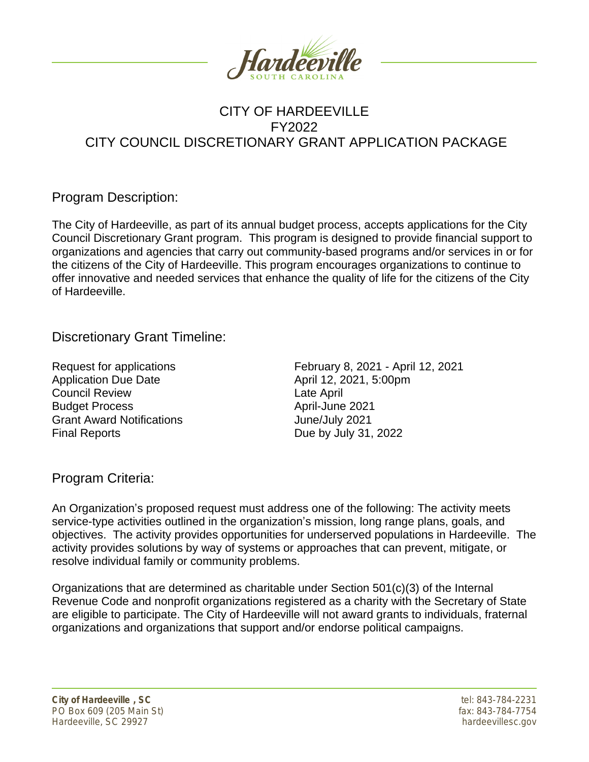# CITY OF HARDEEVILLE
# FY2022
# CITY COUNCIL DISCRETIONARY GRANT APPLICATION PACKAGE

## Program Description:

The City of Hardeeville, as part of its annual budget process, accepts applications for the City Council Discretionary Grant program. This program is designed to provide financial support to organizations and agencies that carry out community-based programs and/or services in or for the citizens of the City of Hardeeville. This program encourages organizations to continue to offer innovative and needed services that enhance the quality of life for the citizens of the City of Hardeeville.

## Discretionary Grant Timeline:

| | |
|---|---|
| Request for applications | February 8, 2021 - April 12, 2021 |
| Application Due Date | April 12, 2021, 5:00pm |
| Council Review | Late April |
| Budget Process | April-June 2021 |
| Grant Award Notifications | June/July 2021 |
| Final Reports | Due by July 31, 2022 |

## Program Criteria:

An Organization's proposed request must address one of the following: The activity meets service-type activities outlined in the organization's mission, long range plans, goals, and objectives. The activity provides opportunities for underserved populations in Hardeeville. The activity provides solutions by way of systems or approaches that can prevent, mitigate, or resolve individual family or community problems.

Organizations that are determined as charitable under Section 501(c)(3) of the Internal Revenue Code and nonprofit organizations registered as a charity with the Secretary of State are eligible to participate. The City of Hardeeville will not award grants to individuals, fraternal organizations and organizations that support and/or endorse political campaigns.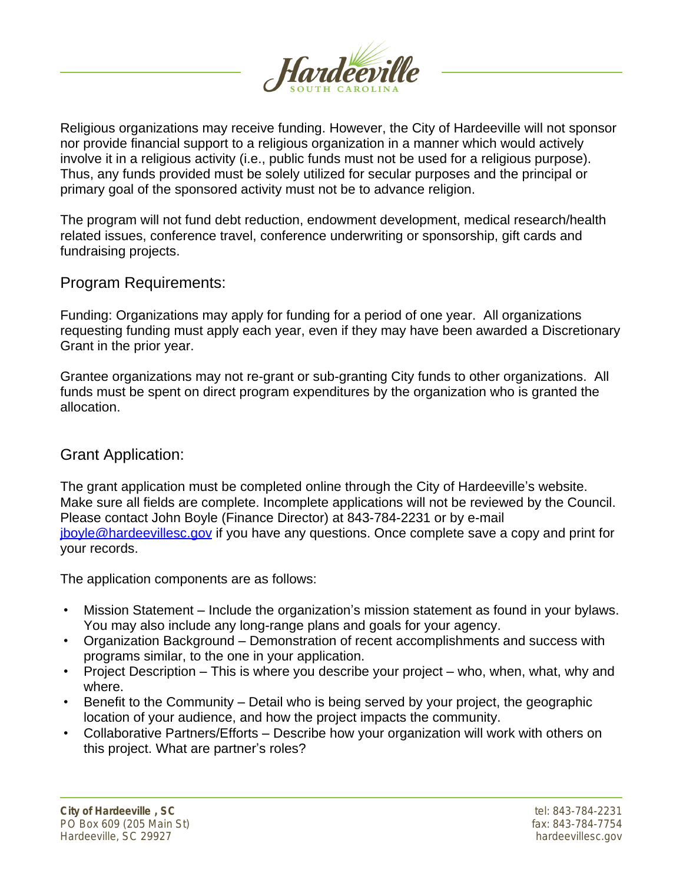Religious organizations may receive funding. However, the City of Hardeeville will not sponsor nor provide financial support to a religious organization in a manner which would actively involve it in a religious activity (i.e., public funds must not be used for a religious purpose). Thus, any funds provided must be solely utilized for secular purposes and the principal or primary goal of the sponsored activity must not be to advance religion.

The program will not fund debt reduction, endowment development, medical research/health related issues, conference travel, conference underwriting or sponsorship, gift cards and fundraising projects.

## Program Requirements:

Funding: Organizations may apply for funding for a period of one year. All organizations requesting funding must apply each year, even if they may have been awarded a Discretionary Grant in the prior year.

Grantee organizations may not re-grant or sub-granting City funds to other organizations. All funds must be spent on direct program expenditures by the organization who is granted the allocation.

## Grant Application:

The grant application must be completed online through the City of Hardeeville's website. Make sure all fields are complete. Incomplete applications will not be reviewed by the Council. Please contact John Boyle (Finance Director) at 843-784-2231 or by e-mail [jboyle@hardeevillesc.gov](mailto:jboyle@hardeevillesc.gov) if you have any questions. Once complete save a copy and print for your records.

The application components are as follows:

- Mission Statement – Include the organization's mission statement as found in your bylaws. You may also include any long-range plans and goals for your agency.
- Organization Background – Demonstration of recent accomplishments and success with programs similar, to the one in your application.
- Project Description – This is where you describe your project – who, when, what, why and where.
- Benefit to the Community – Detail who is being served by your project, the geographic location of your audience, and how the project impacts the community.
- Collaborative Partners/Efforts – Describe how your organization will work with others on this project. What are partner's roles?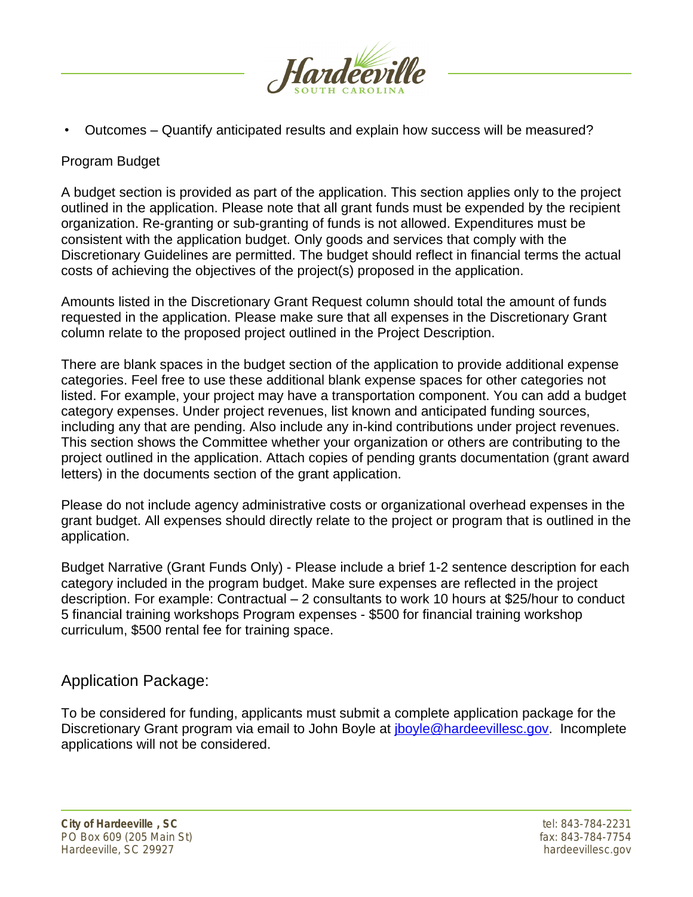- Outcomes – Quantify anticipated results and explain how success will be measured?

Program Budget

A budget section is provided as part of the application. This section applies only to the project outlined in the application. Please note that all grant funds must be expended by the recipient organization. Re-granting or sub-granting of funds is not allowed. Expenditures must be consistent with the application budget. Only goods and services that comply with the Discretionary Guidelines are permitted. The budget should reflect in financial terms the actual costs of achieving the objectives of the project(s) proposed in the application.

Amounts listed in the Discretionary Grant Request column should total the amount of funds requested in the application. Please make sure that all expenses in the Discretionary Grant column relate to the proposed project outlined in the Project Description.

There are blank spaces in the budget section of the application to provide additional expense categories. Feel free to use these additional blank expense spaces for other categories not listed. For example, your project may have a transportation component. You can add a budget category expenses. Under project revenues, list known and anticipated funding sources, including any that are pending. Also include any in-kind contributions under project revenues. This section shows the Committee whether your organization or others are contributing to the project outlined in the application. Attach copies of pending grants documentation (grant award letters) in the documents section of the grant application.

Please do not include agency administrative costs or organizational overhead expenses in the grant budget. All expenses should directly relate to the project or program that is outlined in the application.

Budget Narrative (Grant Funds Only) - Please include a brief 1-2 sentence description for each category included in the program budget. Make sure expenses are reflected in the project description. For example: Contractual – 2 consultants to work 10 hours at $25/hour to conduct 5 financial training workshops Program expenses - $500 for financial training workshop curriculum, $500 rental fee for training space.

## Application Package:

To be considered for funding, applicants must submit a complete application package for the Discretionary Grant program via email to John Boyle at jboyle@hardeevillesc.gov. Incomplete applications will not be considered.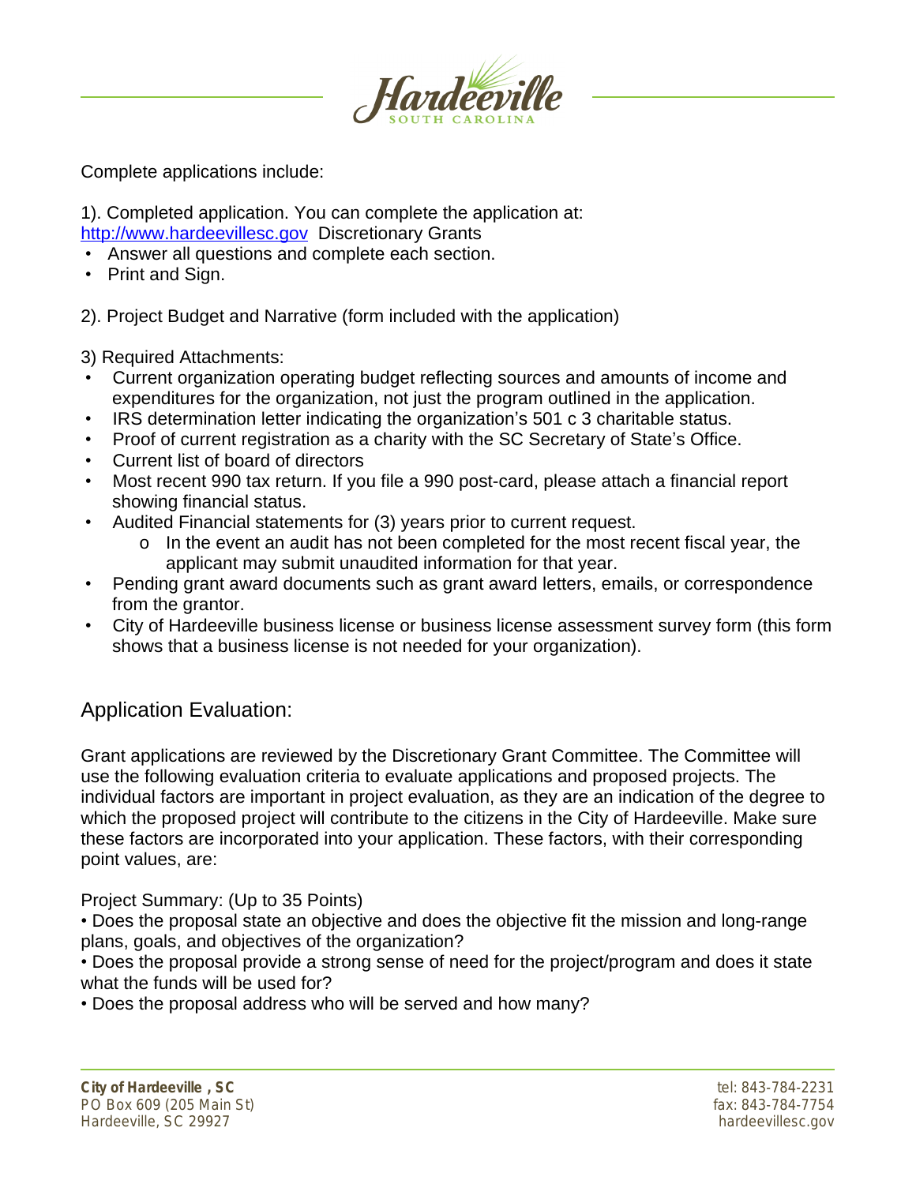Complete applications include:

1). Completed application. You can complete the application at: [http://www.hardeevillesc.gov](http://www.hardeevillesc.gov) Discretionary Grants

- Answer all questions and complete each section.
- Print and Sign.

2). Project Budget and Narrative (form included with the application)

3) Required Attachments:

- Current organization operating budget reflecting sources and amounts of income and expenditures for the organization, not just the program outlined in the application.
- IRS determination letter indicating the organization's 501 c 3 charitable status.
- Proof of current registration as a charity with the SC Secretary of State's Office.
- Current list of board of directors
- Most recent 990 tax return. If you file a 990 post-card, please attach a financial report showing financial status.
- Audited Financial statements for (3) years prior to current request.
  - In the event an audit has not been completed for the most recent fiscal year, the applicant may submit unaudited information for that year.
- Pending grant award documents such as grant award letters, emails, or correspondence from the grantor.
- City of Hardeeville business license or business license assessment survey form (this form shows that a business license is not needed for your organization).

## Application Evaluation:

Grant applications are reviewed by the Discretionary Grant Committee. The Committee will use the following evaluation criteria to evaluate applications and proposed projects. The individual factors are important in project evaluation, as they are an indication of the degree to which the proposed project will contribute to the citizens in the City of Hardeeville. Make sure these factors are incorporated into your application. These factors, with their corresponding point values, are:

Project Summary: (Up to 35 Points)

- Does the proposal state an objective and does the objective fit the mission and long-range plans, goals, and objectives of the organization?
- Does the proposal provide a strong sense of need for the project/program and does it state what the funds will be used for?
- Does the proposal address who will be served and how many?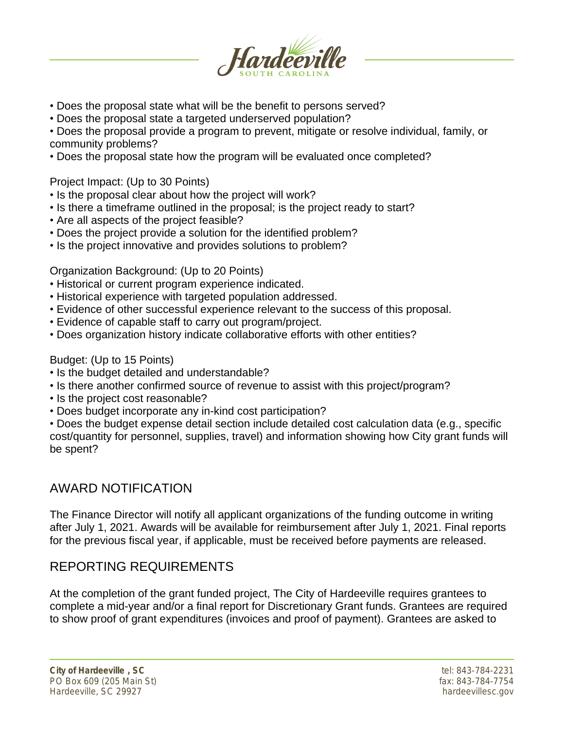- Does the proposal state what will be the benefit to persons served?
- Does the proposal state a targeted underserved population?
- Does the proposal provide a program to prevent, mitigate or resolve individual, family, or community problems?
- Does the proposal state how the program will be evaluated once completed?

Project Impact: (Up to 30 Points)

- Is the proposal clear about how the project will work?
- Is there a timeframe outlined in the proposal; is the project ready to start?
- Are all aspects of the project feasible?
- Does the project provide a solution for the identified problem?
- Is the project innovative and provides solutions to problem?

Organization Background: (Up to 20 Points)

- Historical or current program experience indicated.
- Historical experience with targeted population addressed.
- Evidence of other successful experience relevant to the success of this proposal.
- Evidence of capable staff to carry out program/project.
- Does organization history indicate collaborative efforts with other entities?

Budget: (Up to 15 Points)

- Is the budget detailed and understandable?
- Is there another confirmed source of revenue to assist with this project/program?
- Is the project cost reasonable?
- Does budget incorporate any in-kind cost participation?
- Does the budget expense detail section include detailed cost calculation data (e.g., specific cost/quantity for personnel, supplies, travel) and information showing how City grant funds will be spent?

## AWARD NOTIFICATION

The Finance Director will notify all applicant organizations of the funding outcome in writing after July 1, 2021. Awards will be available for reimbursement after July 1, 2021. Final reports for the previous fiscal year, if applicable, must be received before payments are released.

## REPORTING REQUIREMENTS

At the completion of the grant funded project, The City of Hardeeville requires grantees to complete a mid-year and/or a final report for Discretionary Grant funds. Grantees are required to show proof of grant expenditures (invoices and proof of payment). Grantees are asked to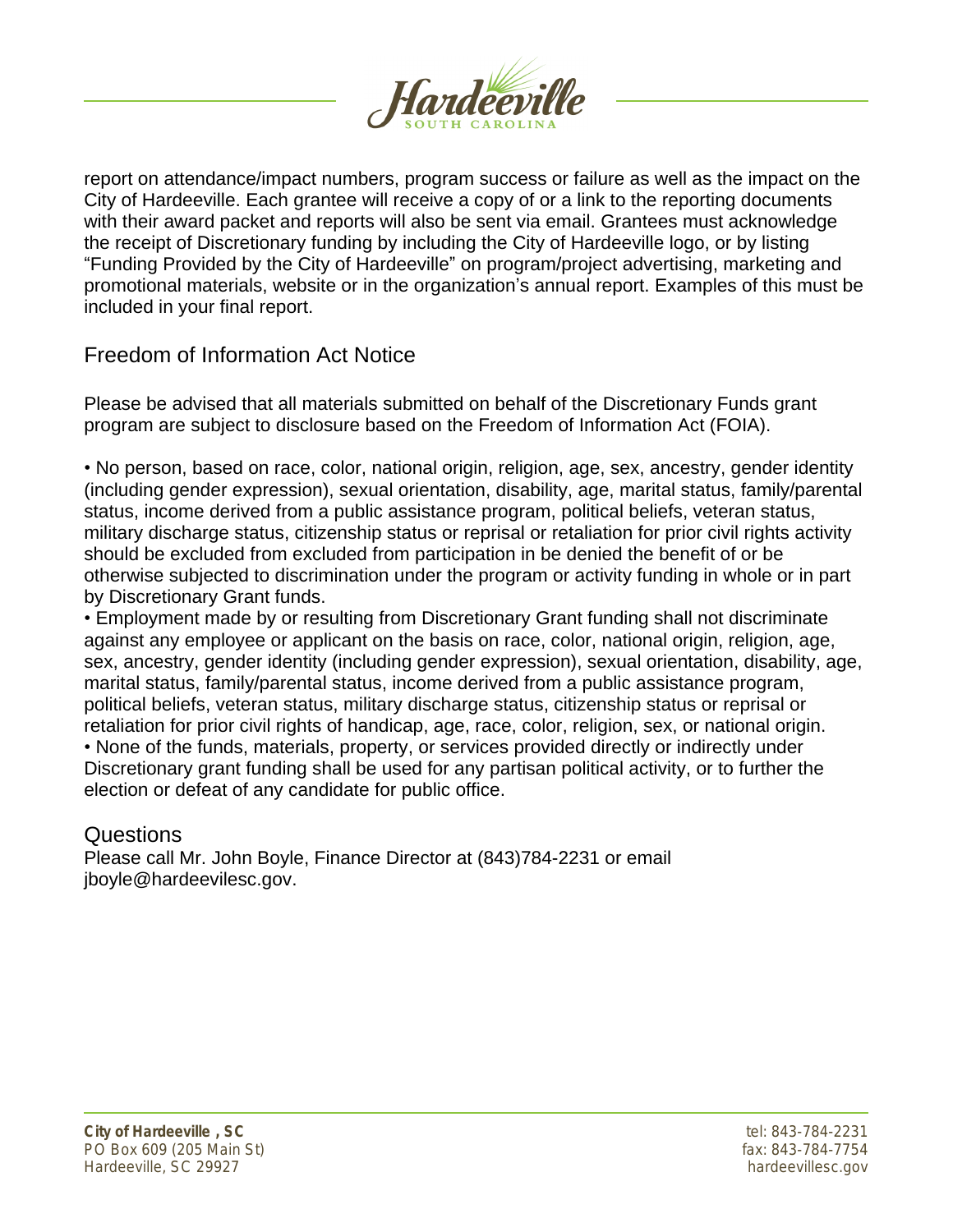report on attendance/impact numbers, program success or failure as well as the impact on the City of Hardeeville. Each grantee will receive a copy of or a link to the reporting documents with their award packet and reports will also be sent via email. Grantees must acknowledge the receipt of Discretionary funding by including the City of Hardeeville logo, or by listing "Funding Provided by the City of Hardeeville" on program/project advertising, marketing and promotional materials, website or in the organization's annual report. Examples of this must be included in your final report.

## Freedom of Information Act Notice

Please be advised that all materials submitted on behalf of the Discretionary Funds grant program are subject to disclosure based on the Freedom of Information Act (FOIA).

• No person, based on race, color, national origin, religion, age, sex, ancestry, gender identity (including gender expression), sexual orientation, disability, age, marital status, family/parental status, income derived from a public assistance program, political beliefs, veteran status, military discharge status, citizenship status or reprisal or retaliation for prior civil rights activity should be excluded from excluded from participation in be denied the benefit of or be otherwise subjected to discrimination under the program or activity funding in whole or in part by Discretionary Grant funds.
• Employment made by or resulting from Discretionary Grant funding shall not discriminate against any employee or applicant on the basis on race, color, national origin, religion, age, sex, ancestry, gender identity (including gender expression), sexual orientation, disability, age, marital status, family/parental status, income derived from a public assistance program, political beliefs, veteran status, military discharge status, citizenship status or reprisal or retaliation for prior civil rights of handicap, age, race, color, religion, sex, or national origin.
• None of the funds, materials, property, or services provided directly or indirectly under Discretionary grant funding shall be used for any partisan political activity, or to further the election or defeat of any candidate for public office.

## Questions

Please call Mr. John Boyle, Finance Director at (843)784-2231 or email jboyle@hardeevilesc.gov.